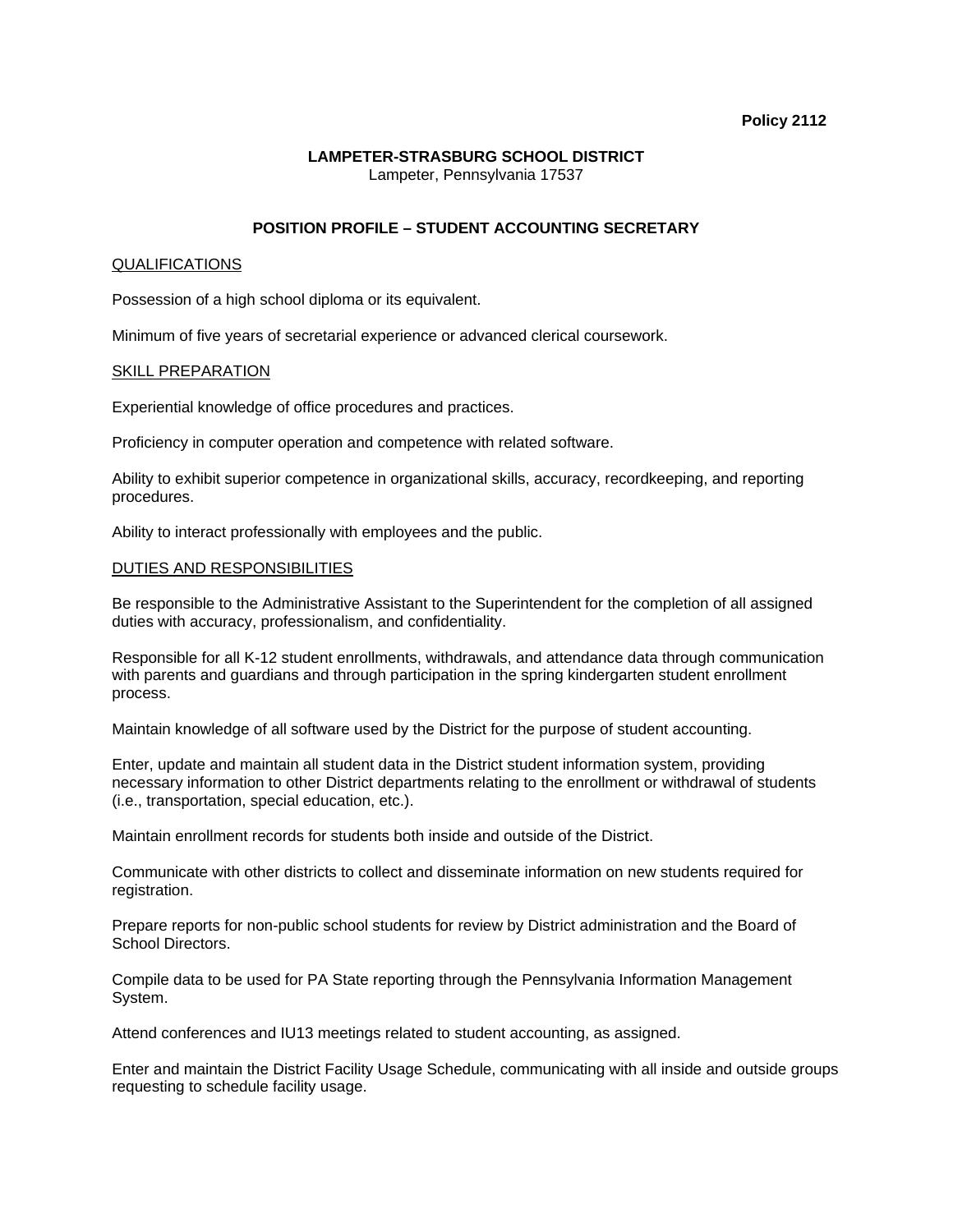**Policy 2112**

**LAMPETER-STRASBURG SCHOOL DISTRICT**
Lampeter, Pennsylvania 17537

**POSITION PROFILE – STUDENT ACCOUNTING SECRETARY**

QUALIFICATIONS

Possession of a high school diploma or its equivalent.

Minimum of five years of secretarial experience or advanced clerical coursework.

SKILL PREPARATION

Experiential knowledge of office procedures and practices.

Proficiency in computer operation and competence with related software.

Ability to exhibit superior competence in organizational skills, accuracy, recordkeeping, and reporting procedures.

Ability to interact professionally with employees and the public.

DUTIES AND RESPONSIBILITIES

Be responsible to the Administrative Assistant to the Superintendent for the completion of all assigned duties with accuracy, professionalism, and confidentiality.

Responsible for all K-12 student enrollments, withdrawals, and attendance data through communication with parents and guardians and through participation in the spring kindergarten student enrollment process.

Maintain knowledge of all software used by the District for the purpose of student accounting.

Enter, update and maintain all student data in the District student information system, providing necessary information to other District departments relating to the enrollment or withdrawal of students (i.e., transportation, special education, etc.).

Maintain enrollment records for students both inside and outside of the District.

Communicate with other districts to collect and disseminate information on new students required for registration.

Prepare reports for non-public school students for review by District administration and the Board of School Directors.

Compile data to be used for PA State reporting through the Pennsylvania Information Management System.

Attend conferences and IU13 meetings related to student accounting, as assigned.

Enter and maintain the District Facility Usage Schedule, communicating with all inside and outside groups requesting to schedule facility usage.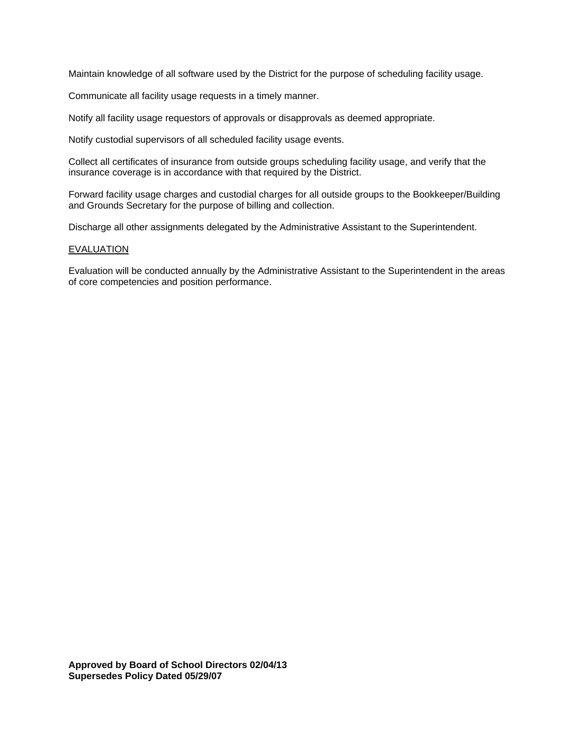Maintain knowledge of all software used by the District for the purpose of scheduling facility usage.

Communicate all facility usage requests in a timely manner.

Notify all facility usage requestors of approvals or disapprovals as deemed appropriate.

Notify custodial supervisors of all scheduled facility usage events.

Collect all certificates of insurance from outside groups scheduling facility usage, and verify that the insurance coverage is in accordance with that required by the District.

Forward facility usage charges and custodial charges for all outside groups to the Bookkeeper/Building and Grounds Secretary for the purpose of billing and collection.

Discharge all other assignments delegated by the Administrative Assistant to the Superintendent.

EVALUATION

Evaluation will be conducted annually by the Administrative Assistant to the Superintendent in the areas of core competencies and position performance.

**Approved by Board of School Directors 02/04/13**
**Supersedes Policy Dated 05/29/07**